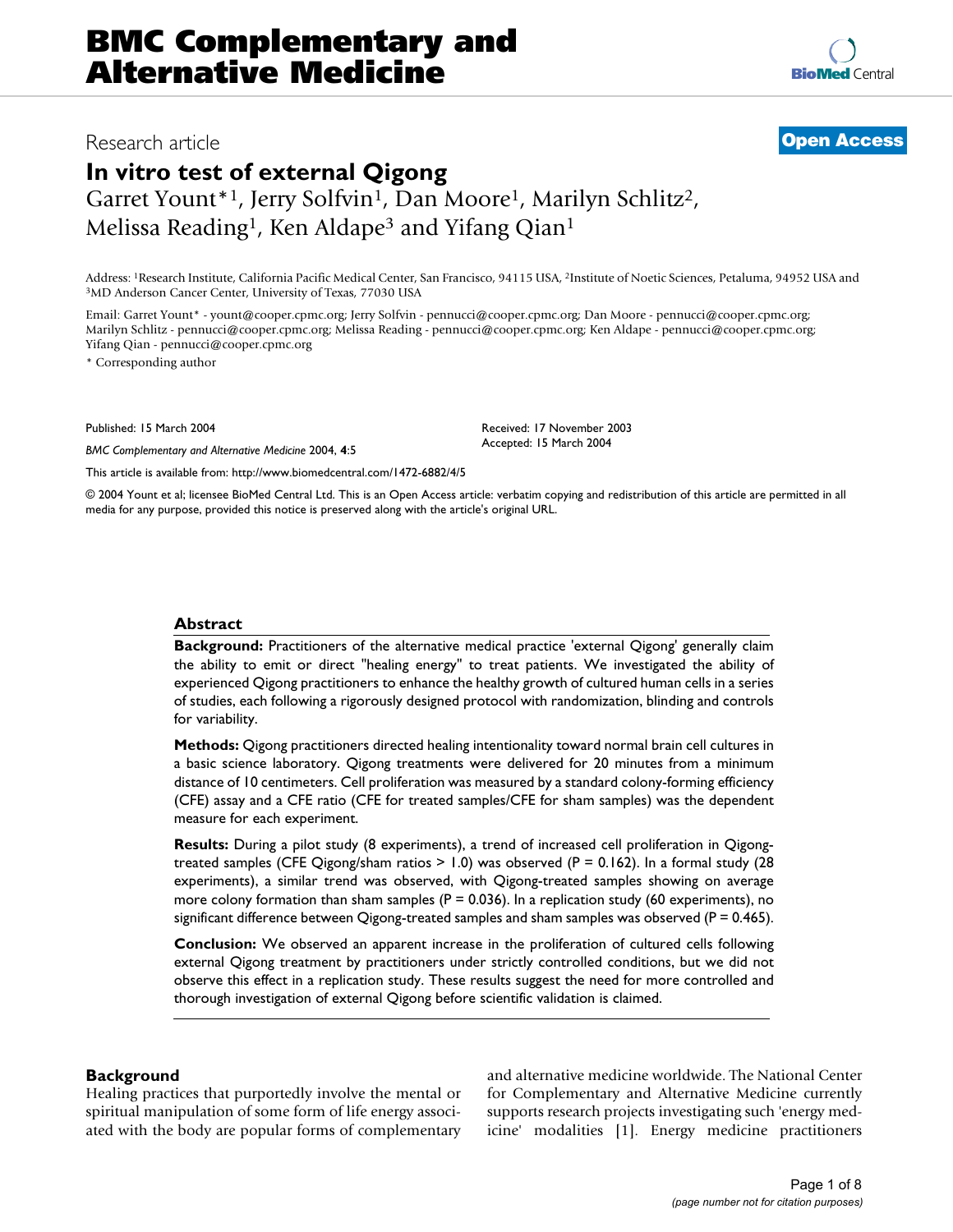# In vitro test of external Qigong

Research article

**Open Access**

Garret Yount*[1], Jerry Solfvin[1], Dan Moore[1], Marilyn Schlitz[2], Melissa Reading[1], Ken Aldape[3] and Yifang Qian[1]

Address: [1]Research Institute, California Pacific Medical Center, San Francisco, 94115 USA, [2]Institute of Noetic Sciences, Petaluma, 94952 USA and [3]MD Anderson Cancer Center, University of Texas, 77030 USA

Email: Garret Yount* - yount@cooper.cpmc.org; Jerry Solfvin - pennucci@cooper.cpmc.org; Dan Moore - pennucci@cooper.cpmc.org; Marilyn Schlitz - pennucci@cooper.cpmc.org; Melissa Reading - pennucci@cooper.cpmc.org; Ken Aldape - pennucci@cooper.cpmc.org; Yifang Qian - pennucci@cooper.cpmc.org

* Corresponding author

Published: 15 March 2004

*BMC Complementary and Alternative Medicine* 2004, **4**:5

Received: 17 November 2003
Accepted: 15 March 2004

This article is available from: http://www.biomedcentral.com/1472-6882/4/5

© 2004 Yount et al; licensee BioMed Central Ltd. This is an Open Access article: verbatim copying and redistribution of this article are permitted in all media for any purpose, provided this notice is preserved along with the article's original URL.

## Abstract

**Background:** Practitioners of the alternative medical practice 'external Qigong' generally claim the ability to emit or direct "healing energy" to treat patients. We investigated the ability of experienced Qigong practitioners to enhance the healthy growth of cultured human cells in a series of studies, each following a rigorously designed protocol with randomization, blinding and controls for variability.

**Methods:** Qigong practitioners directed healing intentionality toward normal brain cell cultures in a basic science laboratory. Qigong treatments were delivered for 20 minutes from a minimum distance of 10 centimeters. Cell proliferation was measured by a standard colony-forming efficiency (CFE) assay and a CFE ratio (CFE for treated samples/CFE for sham samples) was the dependent measure for each experiment.

**Results:** During a pilot study (8 experiments), a trend of increased cell proliferation in Qigong-treated samples (CFE Qigong/sham ratios > 1.0) was observed ($P = 0.162$). In a formal study (28 experiments), a similar trend was observed, with Qigong-treated samples showing on average more colony formation than sham samples ($P = 0.036$). In a replication study (60 experiments), no significant difference between Qigong-treated samples and sham samples was observed ($P = 0.465$).

**Conclusion:** We observed an apparent increase in the proliferation of cultured cells following external Qigong treatment by practitioners under strictly controlled conditions, but we did not observe this effect in a replication study. These results suggest the need for more controlled and thorough investigation of external Qigong before scientific validation is claimed.

## Background

Healing practices that purportedly involve the mental or spiritual manipulation of some form of life energy associated with the body are popular forms of complementary and alternative medicine worldwide. The National Center for Complementary and Alternative Medicine currently supports research projects investigating such 'energy medicine' modalities [1]. Energy medicine practitioners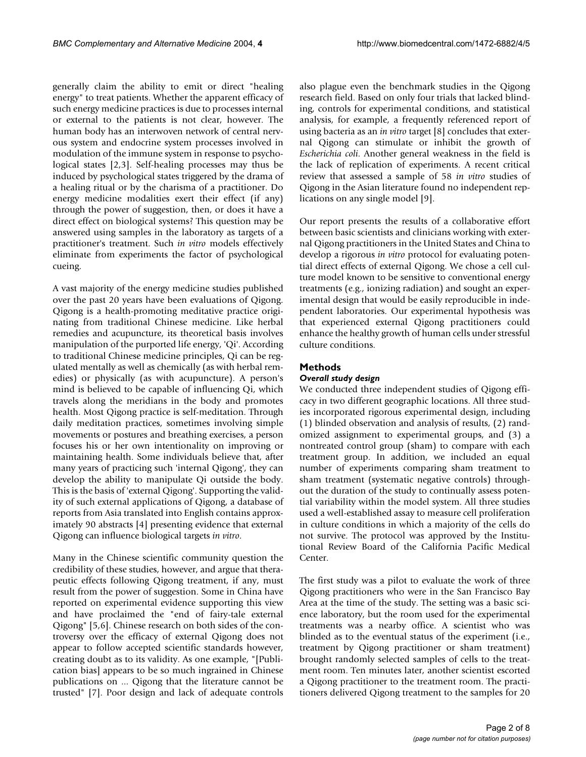generally claim the ability to emit or direct "healing energy" to treat patients. Whether the apparent efficacy of such energy medicine practices is due to processes internal or external to the patients is not clear, however. The human body has an interwoven network of central nervous system and endocrine system processes involved in modulation of the immune system in response to psychological states [2,3]. Self-healing processes may thus be induced by psychological states triggered by the drama of a healing ritual or by the charisma of a practitioner. Do energy medicine modalities exert their effect (if any) through the power of suggestion, then, or does it have a direct effect on biological systems? This question may be answered using samples in the laboratory as targets of a practitioner's treatment. Such *in vitro* models effectively eliminate from experiments the factor of psychological cueing.

A vast majority of the energy medicine studies published over the past 20 years have been evaluations of Qigong. Qigong is a health-promoting meditative practice originating from traditional Chinese medicine. Like herbal remedies and acupuncture, its theoretical basis involves manipulation of the purported life energy, 'Qi'. According to traditional Chinese medicine principles, Qi can be regulated mentally as well as chemically (as with herbal remedies) or physically (as with acupuncture). A person's mind is believed to be capable of influencing Qi, which travels along the meridians in the body and promotes health. Most Qigong practice is self-meditation. Through daily meditation practices, sometimes involving simple movements or postures and breathing exercises, a person focuses his or her own intentionality on improving or maintaining health. Some individuals believe that, after many years of practicing such 'internal Qigong', they can develop the ability to manipulate Qi outside the body. This is the basis of 'external Qigong'. Supporting the validity of such external applications of Qigong, a database of reports from Asia translated into English contains approximately 90 abstracts [4] presenting evidence that external Qigong can influence biological targets *in vitro*.

Many in the Chinese scientific community question the credibility of these studies, however, and argue that therapeutic effects following Qigong treatment, if any, must result from the power of suggestion. Some in China have reported on experimental evidence supporting this view and have proclaimed the "end of fairy-tale external Qigong" [5,6]. Chinese research on both sides of the controversy over the efficacy of external Qigong does not appear to follow accepted scientific standards however, creating doubt as to its validity. As one example, "[Publication bias] appears to be so much ingrained in Chinese publications on ... Qigong that the literature cannot be trusted" [7]. Poor design and lack of adequate controls also plague even the benchmark studies in the Qigong research field. Based on only four trials that lacked blinding, controls for experimental conditions, and statistical analysis, for example, a frequently referenced report of using bacteria as an *in vitro* target [8] concludes that external Qigong can stimulate or inhibit the growth of *Escherichia coli*. Another general weakness in the field is the lack of replication of experiments. A recent critical review that assessed a sample of 58 *in vitro* studies of Qigong in the Asian literature found no independent replications on any single model [9].

Our report presents the results of a collaborative effort between basic scientists and clinicians working with external Qigong practitioners in the United States and China to develop a rigorous *in vitro* protocol for evaluating potential direct effects of external Qigong. We chose a cell culture model known to be sensitive to conventional energy treatments (e.g., ionizing radiation) and sought an experimental design that would be easily reproducible in independent laboratories. Our experimental hypothesis was that experienced external Qigong practitioners could enhance the healthy growth of human cells under stressful culture conditions.

## Methods

### *Overall study design*

We conducted three independent studies of Qigong efficacy in two different geographic locations. All three studies incorporated rigorous experimental design, including (1) blinded observation and analysis of results, (2) randomized assignment to experimental groups, and (3) a nontreated control group (sham) to compare with each treatment group. In addition, we included an equal number of experiments comparing sham treatment to sham treatment (systematic negative controls) throughout the duration of the study to continually assess potential variability within the model system. All three studies used a well-established assay to measure cell proliferation in culture conditions in which a majority of the cells do not survive. The protocol was approved by the Institutional Review Board of the California Pacific Medical Center.

The first study was a pilot to evaluate the work of three Qigong practitioners who were in the San Francisco Bay Area at the time of the study. The setting was a basic science laboratory, but the room used for the experimental treatments was a nearby office. A scientist who was blinded as to the eventual status of the experiment (i.e., treatment by Qigong practitioner or sham treatment) brought randomly selected samples of cells to the treatment room. Ten minutes later, another scientist escorted a Qigong practitioner to the treatment room. The practitioners delivered Qigong treatment to the samples for 20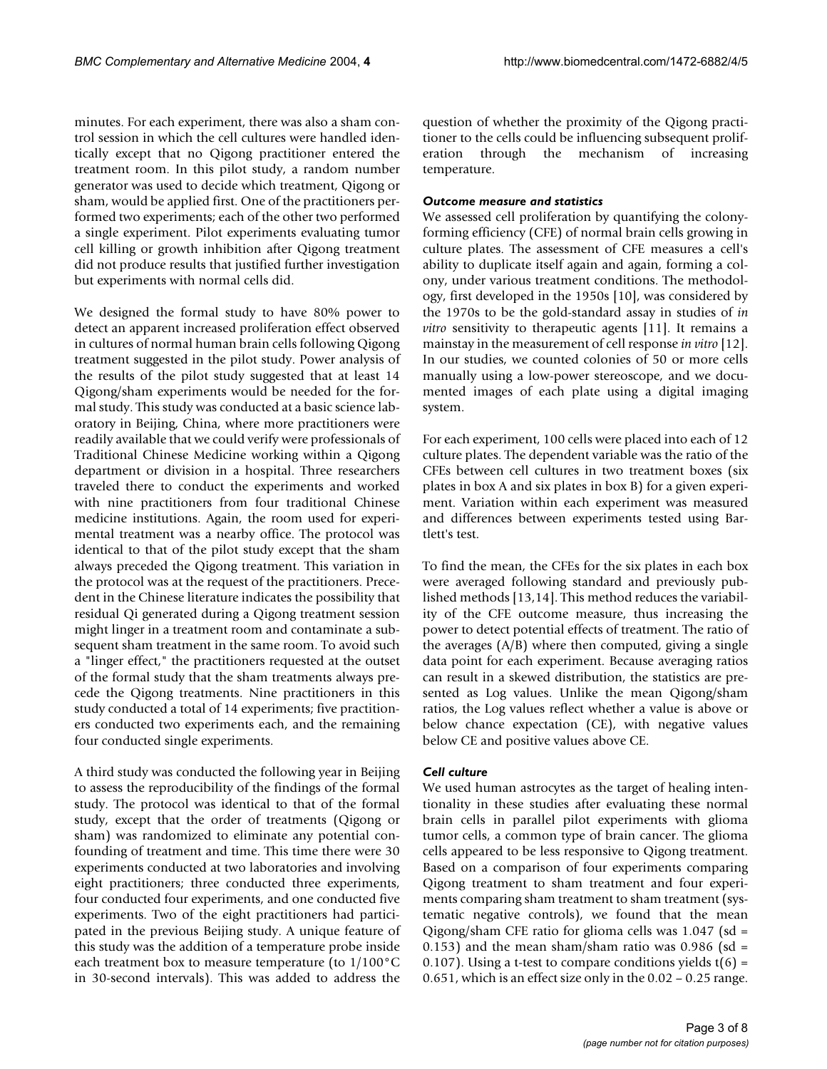minutes. For each experiment, there was also a sham control session in which the cell cultures were handled identically except that no Qigong practitioner entered the treatment room. In this pilot study, a random number generator was used to decide which treatment, Qigong or sham, would be applied first. One of the practitioners performed two experiments; each of the other two performed a single experiment. Pilot experiments evaluating tumor cell killing or growth inhibition after Qigong treatment did not produce results that justified further investigation but experiments with normal cells did.

We designed the formal study to have 80% power to detect an apparent increased proliferation effect observed in cultures of normal human brain cells following Qigong treatment suggested in the pilot study. Power analysis of the results of the pilot study suggested that at least 14 Qigong/sham experiments would be needed for the formal study. This study was conducted at a basic science laboratory in Beijing, China, where more practitioners were readily available that we could verify were professionals of Traditional Chinese Medicine working within a Qigong department or division in a hospital. Three researchers traveled there to conduct the experiments and worked with nine practitioners from four traditional Chinese medicine institutions. Again, the room used for experimental treatment was a nearby office. The protocol was identical to that of the pilot study except that the sham always preceded the Qigong treatment. This variation in the protocol was at the request of the practitioners. Precedent in the Chinese literature indicates the possibility that residual Qi generated during a Qigong treatment session might linger in a treatment room and contaminate a subsequent sham treatment in the same room. To avoid such a "linger effect," the practitioners requested at the outset of the formal study that the sham treatments always precede the Qigong treatments. Nine practitioners in this study conducted a total of 14 experiments; five practitioners conducted two experiments each, and the remaining four conducted single experiments.

A third study was conducted the following year in Beijing to assess the reproducibility of the findings of the formal study. The protocol was identical to that of the formal study, except that the order of treatments (Qigong or sham) was randomized to eliminate any potential confounding of treatment and time. This time there were 30 experiments conducted at two laboratories and involving eight practitioners; three conducted three experiments, four conducted four experiments, and one conducted five experiments. Two of the eight practitioners had participated in the previous Beijing study. A unique feature of this study was the addition of a temperature probe inside each treatment box to measure temperature (to 1/100°C in 30-second intervals). This was added to address the question of whether the proximity of the Qigong practitioner to the cells could be influencing subsequent proliferation through the mechanism of increasing temperature.

### *Outcome measure and statistics*

We assessed cell proliferation by quantifying the colony-forming efficiency (CFE) of normal brain cells growing in culture plates. The assessment of CFE measures a cell's ability to duplicate itself again and again, forming a colony, under various treatment conditions. The methodology, first developed in the 1950s [10], was considered by the 1970s to be the gold-standard assay in studies of *in vitro* sensitivity to therapeutic agents [11]. It remains a mainstay in the measurement of cell response *in vitro* [12]. In our studies, we counted colonies of 50 or more cells manually using a low-power stereoscope, and we documented images of each plate using a digital imaging system.

For each experiment, 100 cells were placed into each of 12 culture plates. The dependent variable was the ratio of the CFEs between cell cultures in two treatment boxes (six plates in box A and six plates in box B) for a given experiment. Variation within each experiment was measured and differences between experiments tested using Bartlett's test.

To find the mean, the CFEs for the six plates in each box were averaged following standard and previously published methods [13,14]. This method reduces the variability of the CFE outcome measure, thus increasing the power to detect potential effects of treatment. The ratio of the averages (A/B) where then computed, giving a single data point for each experiment. Because averaging ratios can result in a skewed distribution, the statistics are presented as Log values. Unlike the mean Qigong/sham ratios, the Log values reflect whether a value is above or below chance expectation (CE), with negative values below CE and positive values above CE.

### *Cell culture*

We used human astrocytes as the target of healing intentionality in these studies after evaluating these normal brain cells in parallel pilot experiments with glioma tumor cells, a common type of brain cancer. The glioma cells appeared to be less responsive to Qigong treatment. Based on a comparison of four experiments comparing Qigong treatment to sham treatment and four experiments comparing sham treatment to sham treatment (systematic negative controls), we found that the mean Qigong/sham CFE ratio for glioma cells was 1.047 (sd = 0.153) and the mean sham/sham ratio was 0.986 (sd = 0.107). Using a t-test to compare conditions yields $t(6) = 0.651$, which is an effect size only in the 0.02 – 0.25 range.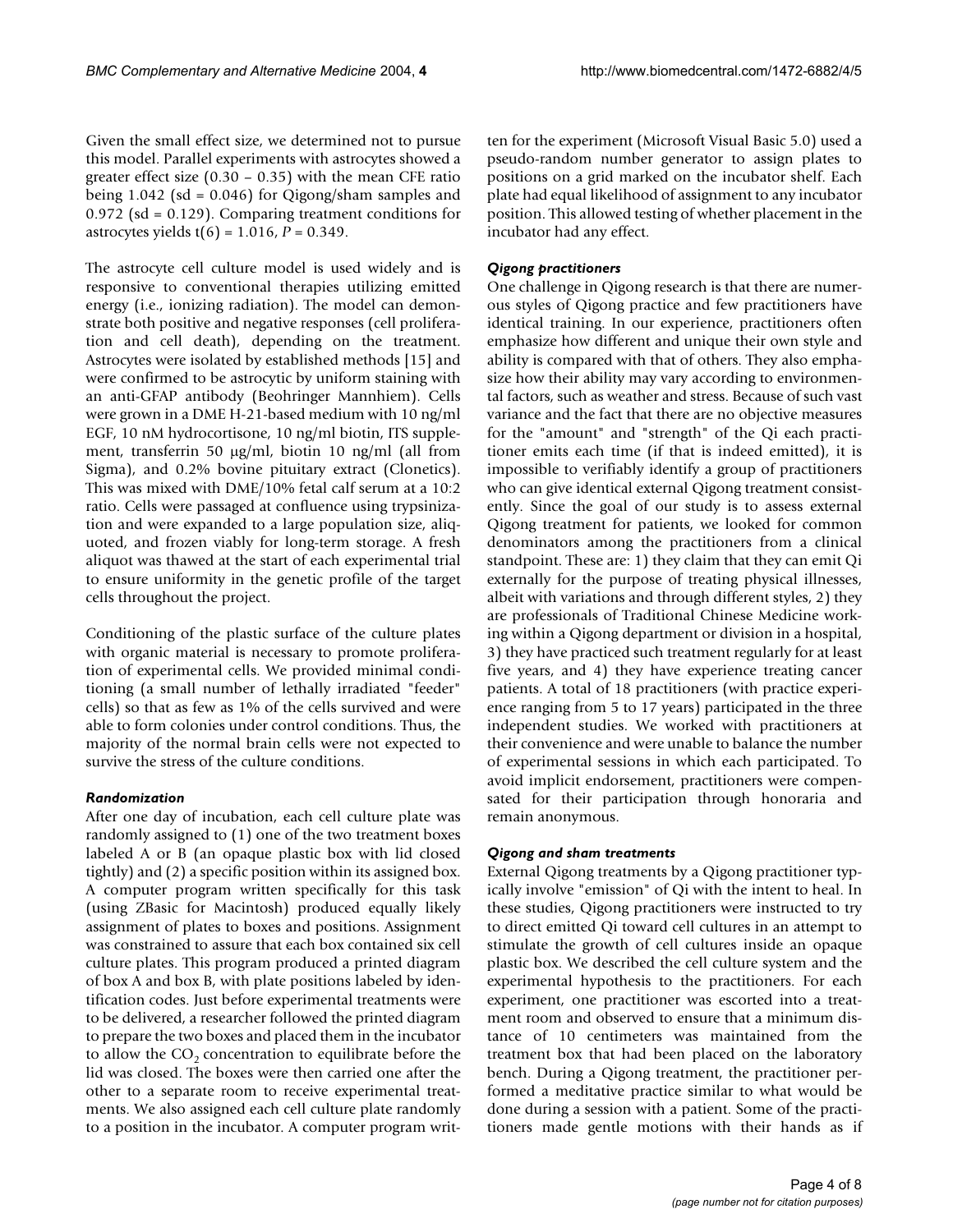Given the small effect size, we determined not to pursue this model. Parallel experiments with astrocytes showed a greater effect size (0.30 – 0.35) with the mean CFE ratio being 1.042 (sd = 0.046) for Qigong/sham samples and 0.972 (sd = 0.129). Comparing treatment conditions for astrocytes yields $t(6) = 1.016$, $P = 0.349$.

The astrocyte cell culture model is used widely and is responsive to conventional therapies utilizing emitted energy (i.e., ionizing radiation). The model can demonstrate both positive and negative responses (cell proliferation and cell death), depending on the treatment. Astrocytes were isolated by established methods [15] and were confirmed to be astrocytic by uniform staining with an anti-GFAP antibody (Beohringer Mannhiem). Cells were grown in a DME H-21-based medium with 10 ng/ml EGF, 10 nM hydrocortisone, 10 ng/ml biotin, ITS supplement, transferrin 50 μg/ml, biotin 10 ng/ml (all from Sigma), and 0.2% bovine pituitary extract (Clonetics). This was mixed with DME/10% fetal calf serum at a 10:2 ratio. Cells were passaged at confluence using trypsinization and were expanded to a large population size, aliquoted, and frozen viably for long-term storage. A fresh aliquot was thawed at the start of each experimental trial to ensure uniformity in the genetic profile of the target cells throughout the project.

Conditioning of the plastic surface of the culture plates with organic material is necessary to promote proliferation of experimental cells. We provided minimal conditioning (a small number of lethally irradiated "feeder" cells) so that as few as 1% of the cells survived and were able to form colonies under control conditions. Thus, the majority of the normal brain cells were not expected to survive the stress of the culture conditions.

### *Randomization*

After one day of incubation, each cell culture plate was randomly assigned to (1) one of the two treatment boxes labeled A or B (an opaque plastic box with lid closed tightly) and (2) a specific position within its assigned box. A computer program written specifically for this task (using ZBasic for Macintosh) produced equally likely assignment of plates to boxes and positions. Assignment was constrained to assure that each box contained six cell culture plates. This program produced a printed diagram of box A and box B, with plate positions labeled by identification codes. Just before experimental treatments were to be delivered, a researcher followed the printed diagram to prepare the two boxes and placed them in the incubator to allow the $CO_2$ concentration to equilibrate before the lid was closed. The boxes were then carried one after the other to a separate room to receive experimental treatments. We also assigned each cell culture plate randomly to a position in the incubator. A computer program written for the experiment (Microsoft Visual Basic 5.0) used a pseudo-random number generator to assign plates to positions on a grid marked on the incubator shelf. Each plate had equal likelihood of assignment to any incubator position. This allowed testing of whether placement in the incubator had any effect.

### *Qigong practitioners*

One challenge in Qigong research is that there are numerous styles of Qigong practice and few practitioners have identical training. In our experience, practitioners often emphasize how different and unique their own style and ability is compared with that of others. They also emphasize how their ability may vary according to environmental factors, such as weather and stress. Because of such vast variance and the fact that there are no objective measures for the "amount" and "strength" of the Qi each practitioner emits each time (if that is indeed emitted), it is impossible to verifiably identify a group of practitioners who can give identical external Qigong treatment consistently. Since the goal of our study is to assess external Qigong treatment for patients, we looked for common denominators among the practitioners from a clinical standpoint. These are: 1) they claim that they can emit Qi externally for the purpose of treating physical illnesses, albeit with variations and through different styles, 2) they are professionals of Traditional Chinese Medicine working within a Qigong department or division in a hospital, 3) they have practiced such treatment regularly for at least five years, and 4) they have experience treating cancer patients. A total of 18 practitioners (with practice experience ranging from 5 to 17 years) participated in the three independent studies. We worked with practitioners at their convenience and were unable to balance the number of experimental sessions in which each participated. To avoid implicit endorsement, practitioners were compensated for their participation through honoraria and remain anonymous.

### *Qigong and sham treatments*

External Qigong treatments by a Qigong practitioner typically involve "emission" of Qi with the intent to heal. In these studies, Qigong practitioners were instructed to try to direct emitted Qi toward cell cultures in an attempt to stimulate the growth of cell cultures inside an opaque plastic box. We described the cell culture system and the experimental hypothesis to the practitioners. For each experiment, one practitioner was escorted into a treatment room and observed to ensure that a minimum distance of 10 centimeters was maintained from the treatment box that had been placed on the laboratory bench. During a Qigong treatment, the practitioner performed a meditative practice similar to what would be done during a session with a patient. Some of the practitioners made gentle motions with their hands as if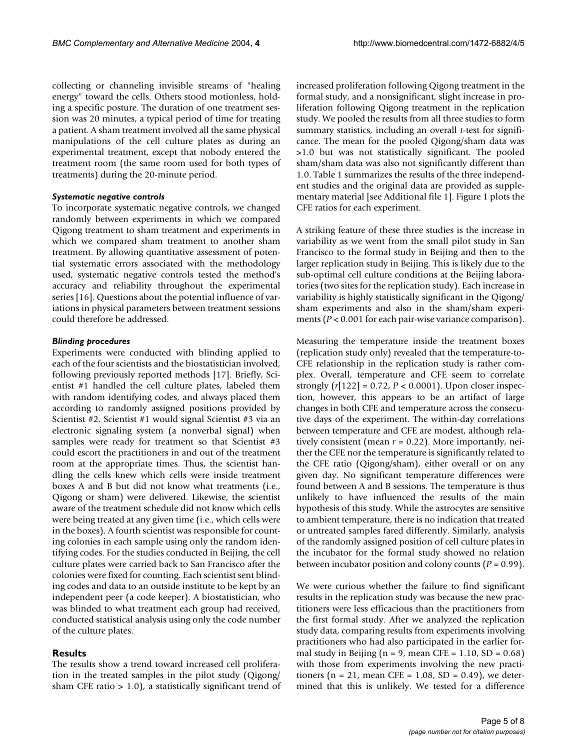collecting or channeling invisible streams of "healing energy" toward the cells. Others stood motionless, holding a specific posture. The duration of one treatment session was 20 minutes, a typical period of time for treating a patient. A sham treatment involved all the same physical manipulations of the cell culture plates as during an experimental treatment, except that nobody entered the treatment room (the same room used for both types of treatments) during the 20-minute period.

### *Systematic negative controls*

To incorporate systematic negative controls, we changed randomly between experiments in which we compared Qigong treatment to sham treatment and experiments in which we compared sham treatment to another sham treatment. By allowing quantitative assessment of potential systematic errors associated with the methodology used, systematic negative controls tested the method's accuracy and reliability throughout the experimental series [16]. Questions about the potential influence of variations in physical parameters between treatment sessions could therefore be addressed.

### *Blinding procedures*

Experiments were conducted with blinding applied to each of the four scientists and the biostatistician involved, following previously reported methods [17]. Briefly, Scientist #1 handled the cell culture plates, labeled them with random identifying codes, and always placed them according to randomly assigned positions provided by Scientist #2. Scientist #1 would signal Scientist #3 via an electronic signaling system (a nonverbal signal) when samples were ready for treatment so that Scientist #3 could escort the practitioners in and out of the treatment room at the appropriate times. Thus, the scientist handling the cells knew which cells were inside treatment boxes A and B but did not know what treatments (i.e., Qigong or sham) were delivered. Likewise, the scientist aware of the treatment schedule did not know which cells were being treated at any given time (i.e., which cells were in the boxes). A fourth scientist was responsible for counting colonies in each sample using only the random identifying codes. For the studies conducted in Beijing, the cell culture plates were carried back to San Francisco after the colonies were fixed for counting. Each scientist sent blinding codes and data to an outside institute to be kept by an independent peer (a code keeper). A biostatistician, who was blinded to what treatment each group had received, conducted statistical analysis using only the code number of the culture plates.

## Results

The results show a trend toward increased cell proliferation in the treated samples in the pilot study (Qigong/sham CFE ratio > 1.0), a statistically significant trend of increased proliferation following Qigong treatment in the formal study, and a nonsignificant, slight increase in proliferation following Qigong treatment in the replication study. We pooled the results from all three studies to form summary statistics, including an overall *t*-test for significance. The mean for the pooled Qigong/sham data was >1.0 but was not statistically significant. The pooled sham/sham data was also not significantly different than 1.0. Table 1 summarizes the results of the three independent studies and the original data are provided as supplementary material [see Additional file 1]. Figure 1 plots the CFE ratios for each experiment.

A striking feature of these three studies is the increase in variability as we went from the small pilot study in San Francisco to the formal study in Beijing and then to the larger replication study in Beijing. This is likely due to the sub-optimal cell culture conditions at the Beijing laboratories (two sites for the replication study). Each increase in variability is highly statistically significant in the Qigong/sham experiments and also in the sham/sham experiments ($P < 0.001$ for each pair-wise variance comparison).

Measuring the temperature inside the treatment boxes (replication study only) revealed that the temperature-to-CFE relationship in the replication study is rather complex. Overall, temperature and CFE seem to correlate strongly ($r[122] = 0.72$, $P < 0.0001$). Upon closer inspection, however, this appears to be an artifact of large changes in both CFE and temperature across the consecutive days of the experiment. The within-day correlations between temperature and CFE are modest, although relatively consistent (mean $r = 0.22$). More importantly, neither the CFE nor the temperature is significantly related to the CFE ratio (Qigong/sham), either overall or on any given day. No significant temperature differences were found between A and B sessions. The temperature is thus unlikely to have influenced the results of the main hypothesis of this study. While the astrocytes are sensitive to ambient temperature, there is no indication that treated or untreated samples fared differently. Similarly, analysis of the randomly assigned position of cell culture plates in the incubator for the formal study showed no relation between incubator position and colony counts ($P = 0.99$).

We were curious whether the failure to find significant results in the replication study was because the new practitioners were less efficacious than the practitioners from the first formal study. After we analyzed the replication study data, comparing results from experiments involving practitioners who had also participated in the earlier formal study in Beijing ($n = 9$, mean CFE = 1.10, SD = 0.68) with those from experiments involving the new practitioners ($n = 21$, mean CFE = 1.08, SD = 0.49), we determined that this is unlikely. We tested for a difference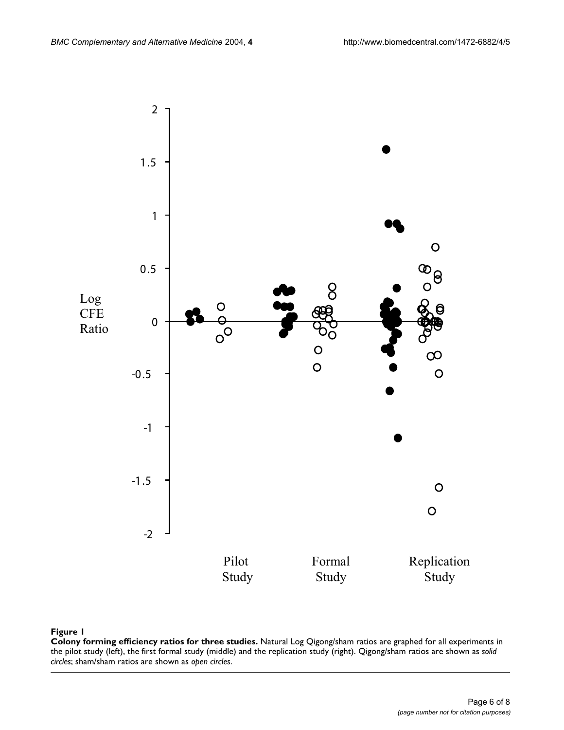**Figure 1**

**Colony forming efficiency ratios for three studies.** Natural Log Qigong/sham ratios are graphed for all experiments in the pilot study (left), the first formal study (middle) and the replication study (right). Qigong/sham ratios are shown as *solid circles*; sham/sham ratios are shown as *open circles*.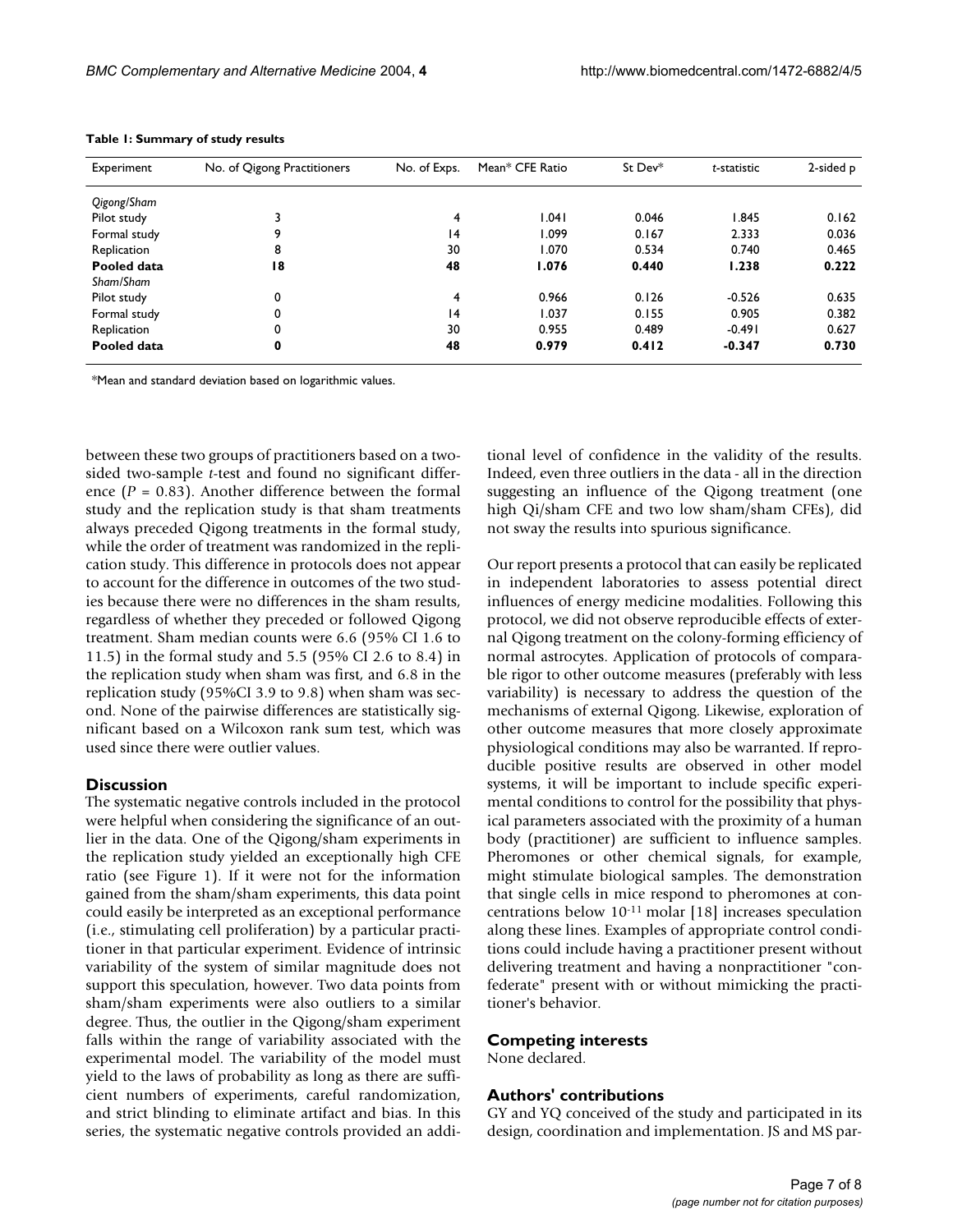**Table 1: Summary of study results**

| Experiment | No. of Qigong Practitioners | No. of Exps. | Mean* CFE Ratio | St Dev* | *t*-statistic | 2-sided p |
|---|---|---|---|---|---|---|
| *Qigong/Sham* | | | | | | |
| Pilot study | 3 | 4 | 1.041 | 0.046 | 1.845 | 0.162 |
| Formal study | 9 | 14 | 1.099 | 0.167 | 2.333 | 0.036 |
| Replication | 8 | 30 | 1.070 | 0.534 | 0.740 | 0.465 |
| **Pooled data** | **18** | **48** | **1.076** | **0.440** | **1.238** | **0.222** |
| *Sham/Sham* | | | | | | |
| Pilot study | 0 | 4 | 0.966 | 0.126 | -0.526 | 0.635 |
| Formal study | 0 | 14 | 1.037 | 0.155 | 0.905 | 0.382 |
| Replication | 0 | 30 | 0.955 | 0.489 | -0.491 | 0.627 |
| **Pooled data** | **0** | **48** | **0.979** | **0.412** | **-0.347** | **0.730** |

*Mean and standard deviation based on logarithmic values.

between these two groups of practitioners based on a two-sided two-sample *t*-test and found no significant difference ($P = 0.83$). Another difference between the formal study and the replication study is that sham treatments always preceded Qigong treatments in the formal study, while the order of treatment was randomized in the replication study. This difference in protocols does not appear to account for the difference in outcomes of the two studies because there were no differences in the sham results, regardless of whether they preceded or followed Qigong treatment. Sham median counts were 6.6 (95% CI 1.6 to 11.5) in the formal study and 5.5 (95% CI 2.6 to 8.4) in the replication study when sham was first, and 6.8 in the replication study (95%CI 3.9 to 9.8) when sham was second. None of the pairwise differences are statistically significant based on a Wilcoxon rank sum test, which was used since there were outlier values.

## Discussion

The systematic negative controls included in the protocol were helpful when considering the significance of an outlier in the data. One of the Qigong/sham experiments in the replication study yielded an exceptionally high CFE ratio (see Figure 1). If it were not for the information gained from the sham/sham experiments, this data point could easily be interpreted as an exceptional performance (i.e., stimulating cell proliferation) by a particular practitioner in that particular experiment. Evidence of intrinsic variability of the system of similar magnitude does not support this speculation, however. Two data points from sham/sham experiments were also outliers to a similar degree. Thus, the outlier in the Qigong/sham experiment falls within the range of variability associated with the experimental model. The variability of the model must yield to the laws of probability as long as there are sufficient numbers of experiments, careful randomization, and strict blinding to eliminate artifact and bias. In this series, the systematic negative controls provided an additional level of confidence in the validity of the results. Indeed, even three outliers in the data - all in the direction suggesting an influence of the Qigong treatment (one high Qi/sham CFE and two low sham/sham CFEs), did not sway the results into spurious significance.

Our report presents a protocol that can easily be replicated in independent laboratories to assess potential direct influences of energy medicine modalities. Following this protocol, we did not observe reproducible effects of external Qigong treatment on the colony-forming efficiency of normal astrocytes. Application of protocols of comparable rigor to other outcome measures (preferably with less variability) is necessary to address the question of the mechanisms of external Qigong. Likewise, exploration of other outcome measures that more closely approximate physiological conditions may also be warranted. If reproducible positive results are observed in other model systems, it will be important to include specific experimental conditions to control for the possibility that physical parameters associated with the proximity of a human body (practitioner) are sufficient to influence samples. Pheromones or other chemical signals, for example, might stimulate biological samples. The demonstration that single cells in mice respond to pheromones at concentrations below $10^{-11}$ molar [18] increases speculation along these lines. Examples of appropriate control conditions could include having a practitioner present without delivering treatment and having a nonpractitioner "confederate" present with or without mimicking the practitioner's behavior.

## Competing interests

None declared.

## Authors' contributions

GY and YQ conceived of the study and participated in its design, coordination and implementation. JS and MS par-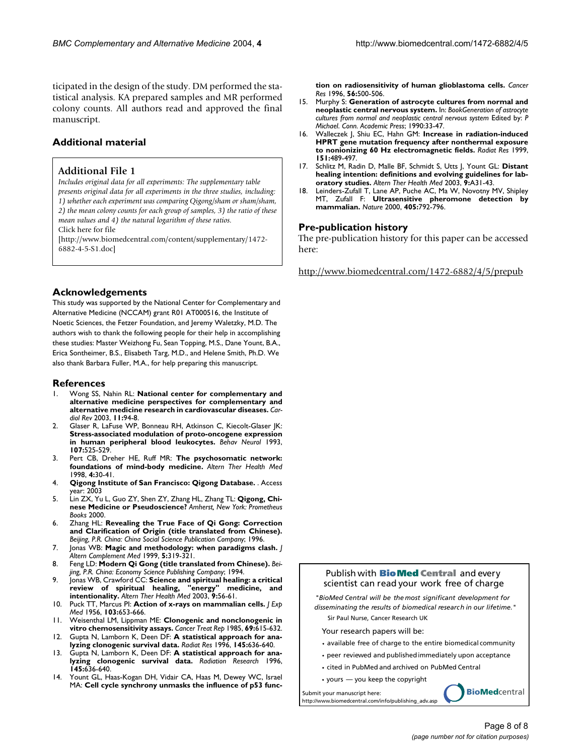ticipated in the design of the study. DM performed the statistical analysis. KA prepared samples and MR performed colony counts. All authors read and approved the final manuscript.

## Additional material

### Additional File 1

*Includes original data for all experiments: The supplementary table presents original data for all experiments in the three studies, including: 1) whether each experiment was comparing Qigong/sham or sham/sham, 2) the mean colony counts for each group of samples, 3) the ratio of these mean values and 4) the natural logarithm of these ratios.*
Click here for file
[http://www.biomedcentral.com/content/supplementary/1472-6882-4-5-S1.doc]

## Acknowledgements

This study was supported by the National Center for Complementary and Alternative Medicine (NCCAM) grant R01 AT000516, the Institute of Noetic Sciences, the Fetzer Foundation, and Jeremy Waletzky, M.D. The authors wish to thank the following people for their help in accomplishing these studies: Master Weizhong Fu, Sean Topping, M.S., Dane Yount, B.A., Erica Sontheimer, B.S., Elisabeth Targ, M.D., and Helene Smith, Ph.D. We also thank Barbara Fuller, M.A., for help preparing this manuscript.

## References

1. Wong SS, Nahin RL: **National center for complementary and alternative medicine perspectives for complementary and alternative medicine research in cardiovascular diseases.** *Cardiol Rev* 2003, **11:**94-8.
2. Glaser R, LaFuse WP, Bonneau RH, Atkinson C, Kiecolt-Glaser JK: **Stress-associated modulation of proto-oncogene expression in human peripheral blood leukocytes.** *Behav Neurol* 1993, **107:**525-529.
3. Pert CB, Dreher HE, Ruff MR: **The psychosomatic network: foundations of mind-body medicine.** *Altern Ther Health Med* 1998, **4:**30-41.
4. **Qigong Institute of San Francisco: Qigong Database.** . Access year: 2003
5. Lin ZX, Yu L, Guo ZY, Shen ZY, Zhang HL, Zhang TL: **Qigong, Chinese Medicine or Pseudoscience?** *Amherst, New York: Prometheus Books* 2000.
6. Zhang HL: **Revealing the True Face of Qi Gong: Correction and Clarification of Origin (title translated from Chinese).** *Beijing, P.R. China: China Social Science Publication Company*; 1996.
7. Jonas WB: **Magic and methodology: when paradigms clash.** *J Altern Complement Med* 1999, **5:**319-321.
8. Feng LD: **Modern Qi Gong (title translated from Chinese).** *Beijing, P.R. China: Economy Science Publishing Company*; 1994.
9. Jonas WB, Crawford CC: **Science and spiritual healing: a critical review of spiritual healing, "energy" medicine, and intentionality.** *Altern Ther Health Med* 2003, **9:**56-61.
10. Puck TT, Marcus PI: **Action of x-rays on mammalian cells.** *J Exp Med* 1956, **103:**653-666.
11. Weisenthal LM, Lippman ME: **Clonogenic and nonclonogenic in vitro chemosensitivity assays.** *Cancer Treat Rep* 1985, **69:**615-632.
12. Gupta N, Lamborn K, Deen DF: **A statistical approach for analyzing clonogenic survival data.** *Radiat Res* 1996, **145:**636-640.
13. Gupta N, Lamborn K, Deen DF: **A statistical approach for analyzing clonogenic survival data.** *Radiation Research* 1996, **145:**636-640.
14. Yount GL, Haas-Kogan DH, Vidair CA, Haas M, Dewey WC, Israel MA: **Cell cycle synchrony unmasks the influence of p53 function on radiosensitivity of human glioblastoma cells.** *Cancer Res* 1996, **56:**500-506.
15. Murphy S: **Generation of astrocyte cultures from normal and neoplastic central nervous system.** In: *BookGeneration of astrocyte cultures from normal and neoplastic central nervous system* Edited by: *P Michael. Conn. Academic Press*; 1990:33-47.
16. Walleczek J, Shiu EC, Hahn GM: **Increase in radiation-induced HPRT gene mutation frequency after nonthermal exposure to nonionizing 60 Hz electromagnetic fields.** *Radiat Res* 1999, **151:**489-497.
17. Schlitz M, Radin D, Malle BF, Schmidt S, Utts J, Yount GL: **Distant healing intention: definitions and evolving guidelines for laboratory studies.** *Altern Ther Health Med* 2003, **9:**A31-43.
18. Leinders-Zufall T, Lane AP, Puche AC, Ma W, Novotny MV, Shipley MT, Zufall F: **Ultrasensitive pheromone detection by mammalian.** *Nature* 2000, **405:**792-796.

## Pre-publication history

The pre-publication history for this paper can be accessed here:

http://www.biomedcentral.com/1472-6882/4/5/prepub

Publish with **BioMed Central** and every scientist can read your work free of charge

*"BioMed Central will be the most significant development for disseminating the results of biomedical research in our lifetime."*
Sir Paul Nurse, Cancer Research UK

Your research papers will be:

- available free of charge to the entire biomedical community
- peer reviewed and published immediately upon acceptance
- cited in PubMed and archived on PubMed Central
- yours — you keep the copyright

Submit your manuscript here:
http://www.biomedcentral.com/info/publishing_adv.asp

BioMedcentral